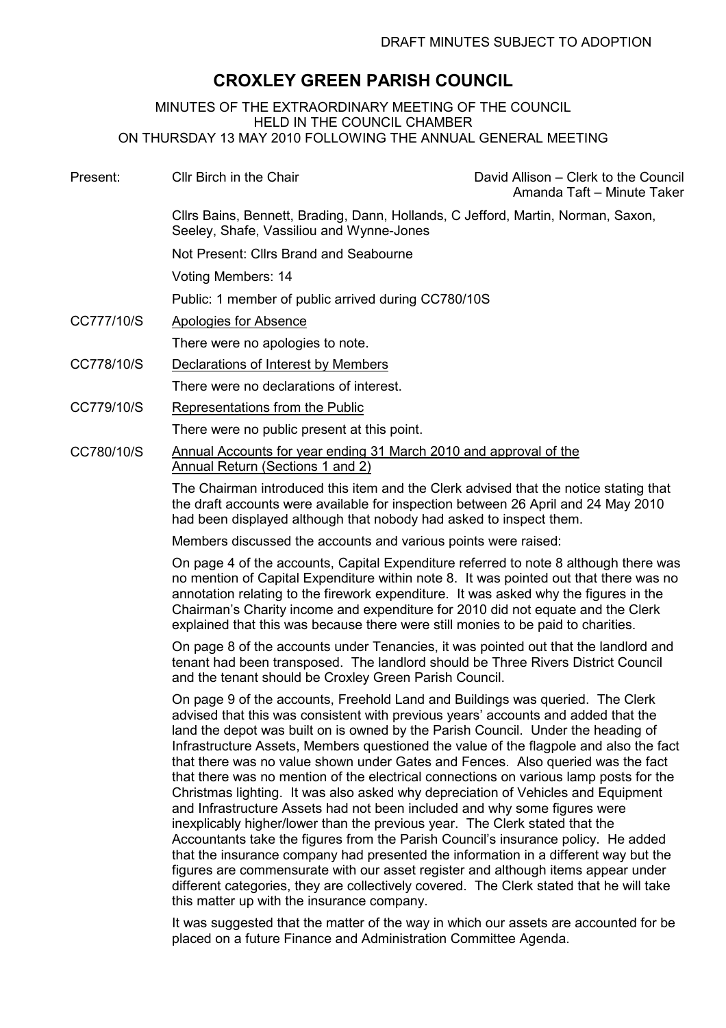DRAFT MINUTES SUBJECT TO ADOPTION

# CROXLEY GREEN PARISH COUNCIL

MINUTES OF THE EXTRAORDINARY MEETING OF THE COUNCIL
HELD IN THE COUNCIL CHAMBER
ON THURSDAY 13 MAY 2010 FOLLOWING THE ANNUAL GENERAL MEETING

Present: Cllr Birch in the Chair — David Allison – Clerk to the Council, Amanda Taft – Minute Taker

Cllrs Bains, Bennett, Brading, Dann, Hollands, C Jefford, Martin, Norman, Saxon, Seeley, Shafe, Vassiliou and Wynne-Jones

Not Present: Cllrs Brand and Seabourne

Voting Members: 14

Public: 1 member of public arrived during CC780/10S

**CC777/10/S** Apologies for Absence

There were no apologies to note.

**CC778/10/S** Declarations of Interest by Members

There were no declarations of interest.

**CC779/10/S** Representations from the Public

There were no public present at this point.

**CC780/10/S** Annual Accounts for year ending 31 March 2010 and approval of the Annual Return (Sections 1 and 2)

The Chairman introduced this item and the Clerk advised that the notice stating that the draft accounts were available for inspection between 26 April and 24 May 2010 had been displayed although that nobody had asked to inspect them.

Members discussed the accounts and various points were raised:

On page 4 of the accounts, Capital Expenditure referred to note 8 although there was no mention of Capital Expenditure within note 8. It was pointed out that there was no annotation relating to the firework expenditure. It was asked why the figures in the Chairman's Charity income and expenditure for 2010 did not equate and the Clerk explained that this was because there were still monies to be paid to charities.

On page 8 of the accounts under Tenancies, it was pointed out that the landlord and tenant had been transposed. The landlord should be Three Rivers District Council and the tenant should be Croxley Green Parish Council.

On page 9 of the accounts, Freehold Land and Buildings was queried. The Clerk advised that this was consistent with previous years' accounts and added that the land the depot was built on is owned by the Parish Council. Under the heading of Infrastructure Assets, Members questioned the value of the flagpole and also the fact that there was no value shown under Gates and Fences. Also queried was the fact that there was no mention of the electrical connections on various lamp posts for the Christmas lighting. It was also asked why depreciation of Vehicles and Equipment and Infrastructure Assets had not been included and why some figures were inexplicably higher/lower than the previous year. The Clerk stated that the Accountants take the figures from the Parish Council's insurance policy. He added that the insurance company had presented the information in a different way but the figures are commensurate with our asset register and although items appear under different categories, they are collectively covered. The Clerk stated that he will take this matter up with the insurance company.

It was suggested that the matter of the way in which our assets are accounted for be placed on a future Finance and Administration Committee Agenda.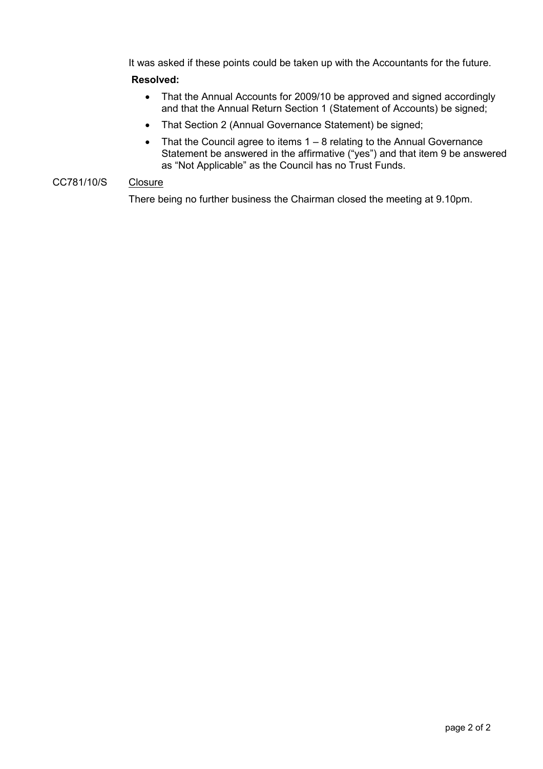It was asked if these points could be taken up with the Accountants for the future.

**Resolved:**

- That the Annual Accounts for 2009/10 be approved and signed accordingly and that the Annual Return Section 1 (Statement of Accounts) be signed;
- That Section 2 (Annual Governance Statement) be signed;
- That the Council agree to items 1 – 8 relating to the Annual Governance Statement be answered in the affirmative ("yes") and that item 9 be answered as "Not Applicable" as the Council has no Trust Funds.

CC781/10/S <u>Closure</u>

There being no further business the Chairman closed the meeting at 9.10pm.